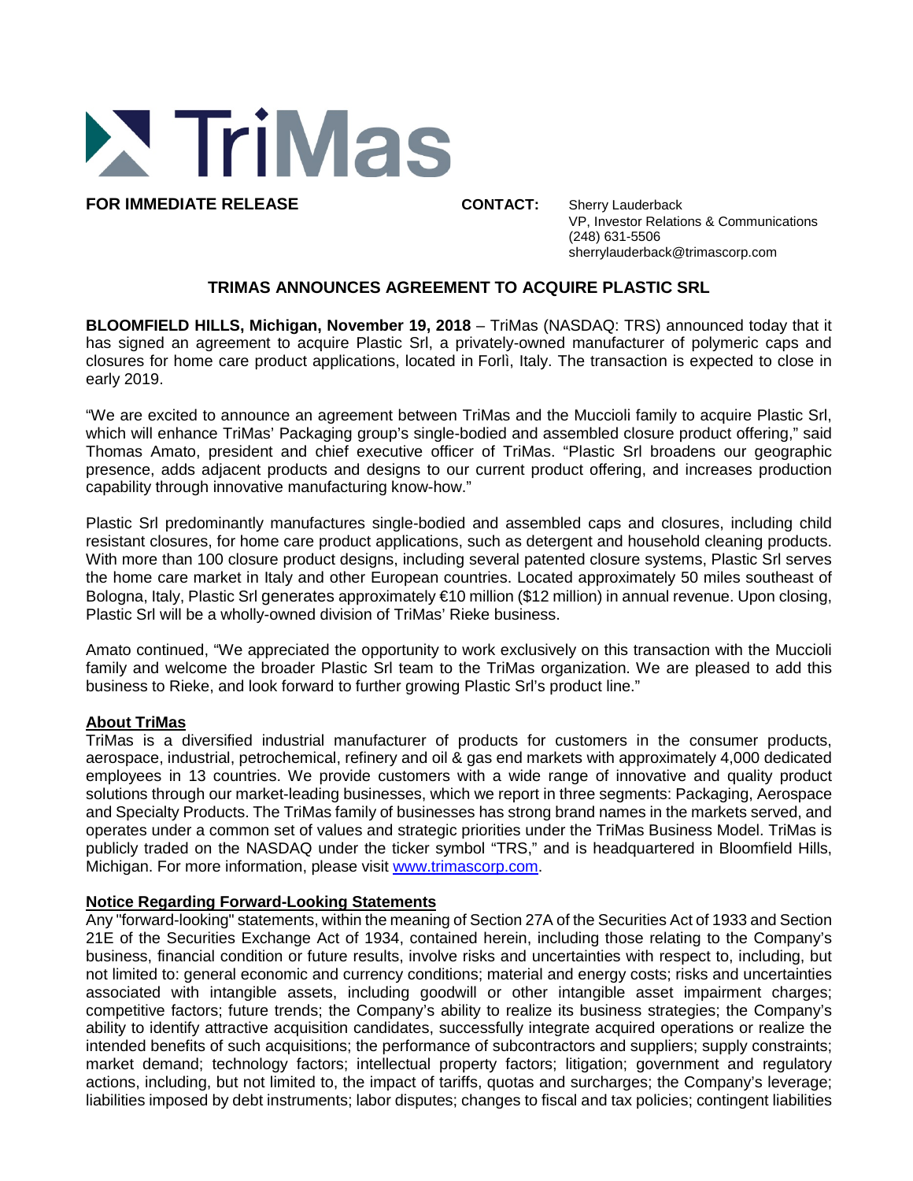TriMas

**FOR IMMEDIATE RELEASE**

**CONTACT:** Sherry Lauderback
VP, Investor Relations & Communications
(248) 631-5506
sherrylauderback@trimascorp.com

# TRIMAS ANNOUNCES AGREEMENT TO ACQUIRE PLASTIC SRL

**BLOOMFIELD HILLS, Michigan, November 19, 2018** – TriMas (NASDAQ: TRS) announced today that it has signed an agreement to acquire Plastic Srl, a privately-owned manufacturer of polymeric caps and closures for home care product applications, located in Forlì, Italy. The transaction is expected to close in early 2019.

"We are excited to announce an agreement between TriMas and the Muccioli family to acquire Plastic Srl, which will enhance TriMas' Packaging group's single-bodied and assembled closure product offering," said Thomas Amato, president and chief executive officer of TriMas. "Plastic Srl broadens our geographic presence, adds adjacent products and designs to our current product offering, and increases production capability through innovative manufacturing know-how."

Plastic Srl predominantly manufactures single-bodied and assembled caps and closures, including child resistant closures, for home care product applications, such as detergent and household cleaning products. With more than 100 closure product designs, including several patented closure systems, Plastic Srl serves the home care market in Italy and other European countries. Located approximately 50 miles southeast of Bologna, Italy, Plastic Srl generates approximately €10 million ($12 million) in annual revenue. Upon closing, Plastic Srl will be a wholly-owned division of TriMas' Rieke business.

Amato continued, "We appreciated the opportunity to work exclusively on this transaction with the Muccioli family and welcome the broader Plastic Srl team to the TriMas organization. We are pleased to add this business to Rieke, and look forward to further growing Plastic Srl's product line."

## About TriMas

TriMas is a diversified industrial manufacturer of products for customers in the consumer products, aerospace, industrial, petrochemical, refinery and oil & gas end markets with approximately 4,000 dedicated employees in 13 countries. We provide customers with a wide range of innovative and quality product solutions through our market-leading businesses, which we report in three segments: Packaging, Aerospace and Specialty Products. The TriMas family of businesses has strong brand names in the markets served, and operates under a common set of values and strategic priorities under the TriMas Business Model. TriMas is publicly traded on the NASDAQ under the ticker symbol "TRS," and is headquartered in Bloomfield Hills, Michigan. For more information, please visit www.trimascorp.com.

## Notice Regarding Forward-Looking Statements

Any "forward-looking" statements, within the meaning of Section 27A of the Securities Act of 1933 and Section 21E of the Securities Exchange Act of 1934, contained herein, including those relating to the Company's business, financial condition or future results, involve risks and uncertainties with respect to, including, but not limited to: general economic and currency conditions; material and energy costs; risks and uncertainties associated with intangible assets, including goodwill or other intangible asset impairment charges; competitive factors; future trends; the Company's ability to realize its business strategies; the Company's ability to identify attractive acquisition candidates, successfully integrate acquired operations or realize the intended benefits of such acquisitions; the performance of subcontractors and suppliers; supply constraints; market demand; technology factors; intellectual property factors; litigation; government and regulatory actions, including, but not limited to, the impact of tariffs, quotas and surcharges; the Company's leverage; liabilities imposed by debt instruments; labor disputes; changes to fiscal and tax policies; contingent liabilities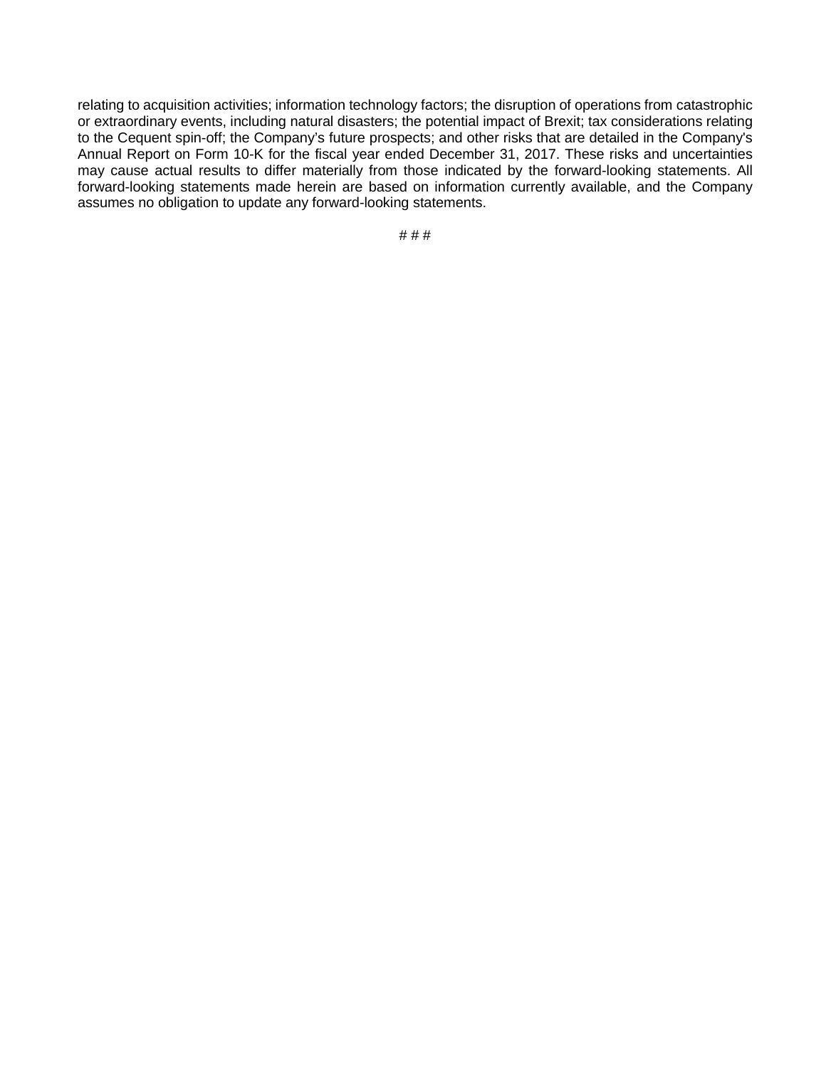relating to acquisition activities; information technology factors; the disruption of operations from catastrophic or extraordinary events, including natural disasters; the potential impact of Brexit; tax considerations relating to the Cequent spin-off; the Company's future prospects; and other risks that are detailed in the Company's Annual Report on Form 10-K for the fiscal year ended December 31, 2017. These risks and uncertainties may cause actual results to differ materially from those indicated by the forward-looking statements. All forward-looking statements made herein are based on information currently available, and the Company assumes no obligation to update any forward-looking statements.

# # #